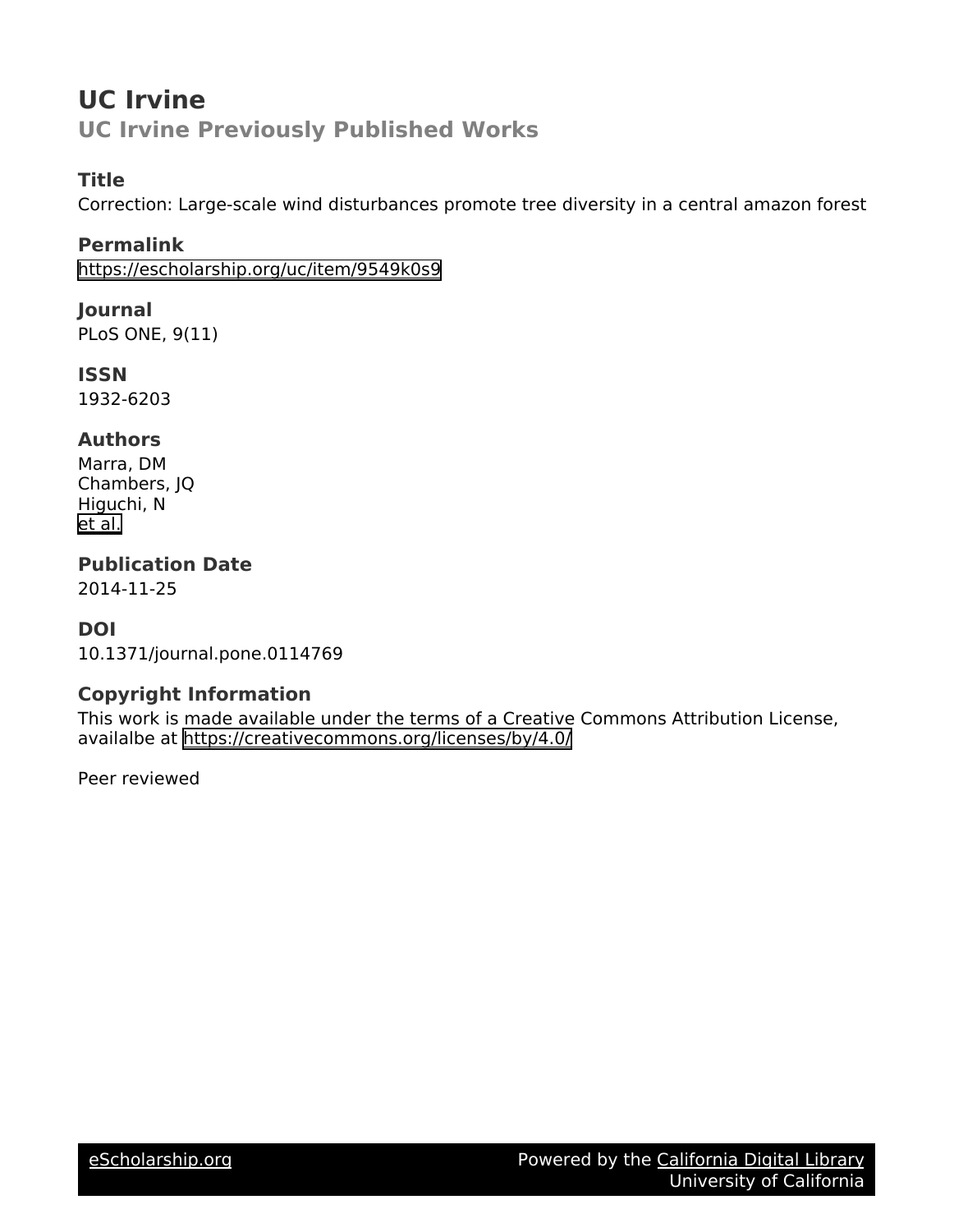# UC Irvine

## UC Irvine Previously Published Works

### Title

Correction: Large-scale wind disturbances promote tree diversity in a central amazon forest

### Permalink

https://escholarship.org/uc/item/9549k0s9

### Journal

PLoS ONE, 9(11)

### ISSN

1932-6203

### Authors

Marra, DM
Chambers, JQ
Higuchi, N
et al.

### Publication Date

2014-11-25

### DOI

10.1371/journal.pone.0114769

### Copyright Information

This work is made available under the terms of a Creative Commons Attribution License, availalbe at https://creativecommons.org/licenses/by/4.0/

Peer reviewed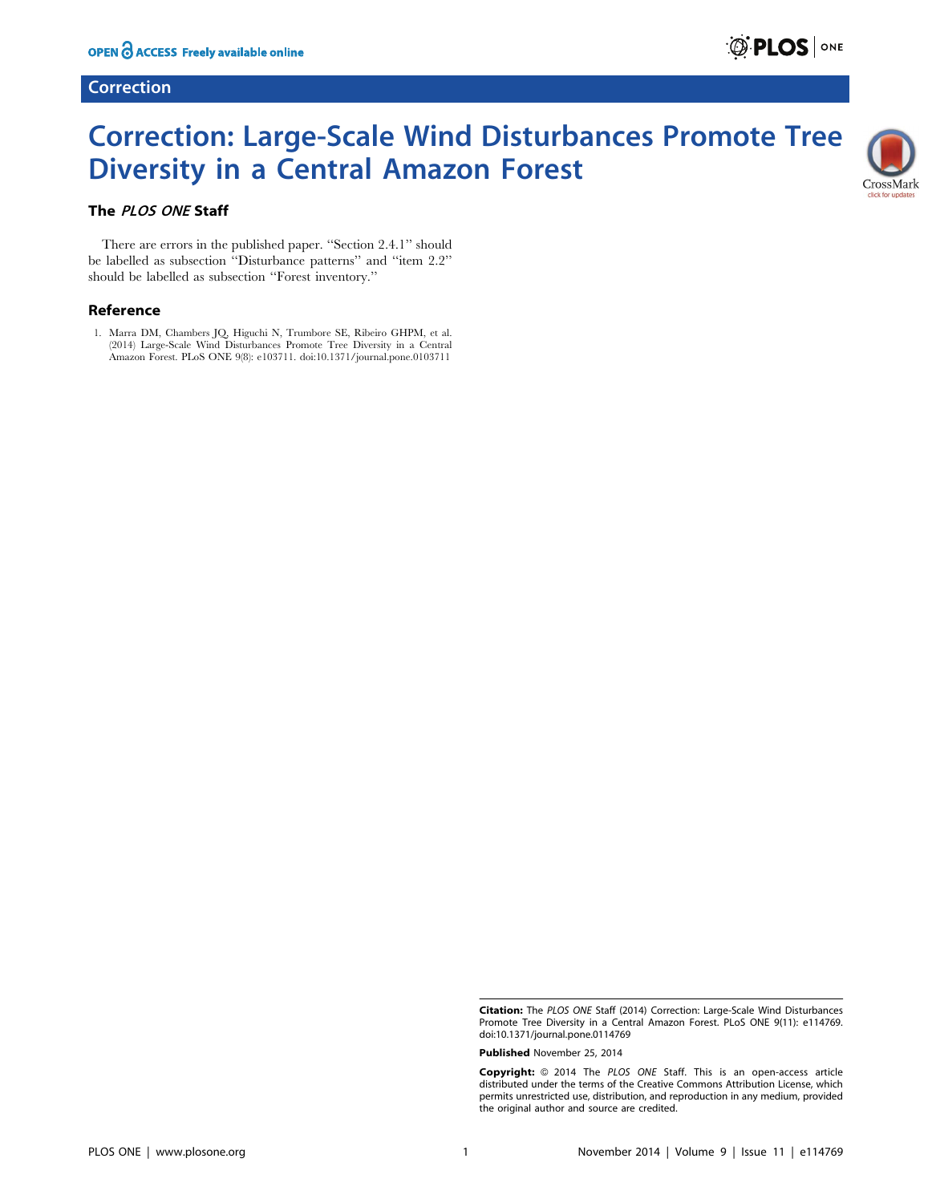## Correction

# Correction: Large-Scale Wind Disturbances Promote Tree Diversity in a Central Amazon Forest

**The *PLOS ONE* Staff**

There are errors in the published paper. "Section 2.4.1" should be labelled as subsection "Disturbance patterns" and "item 2.2" should be labelled as subsection "Forest inventory."

### Reference

1. Marra DM, Chambers JQ, Higuchi N, Trumbore SE, Ribeiro GHPM, et al. (2014) Large-Scale Wind Disturbances Promote Tree Diversity in a Central Amazon Forest. PLoS ONE 9(8): e103711. doi:10.1371/journal.pone.0103711

**Citation:** The *PLOS ONE* Staff (2014) Correction: Large-Scale Wind Disturbances Promote Tree Diversity in a Central Amazon Forest. PLoS ONE 9(11): e114769. doi:10.1371/journal.pone.0114769

**Published** November 25, 2014

**Copyright:** © 2014 The *PLOS ONE* Staff. This is an open-access article distributed under the terms of the Creative Commons Attribution License, which permits unrestricted use, distribution, and reproduction in any medium, provided the original author and source are credited.